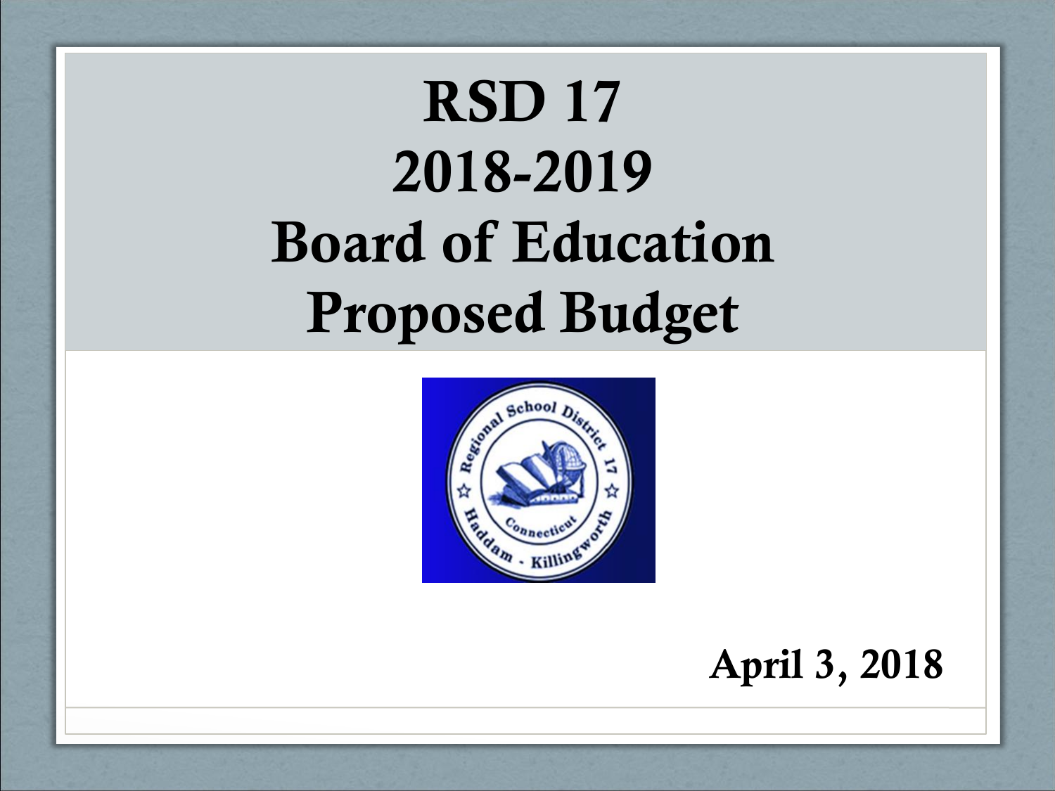# RSD 17
# 2018-2019
# Board of Education
# Proposed Budget

**April 3, 2018**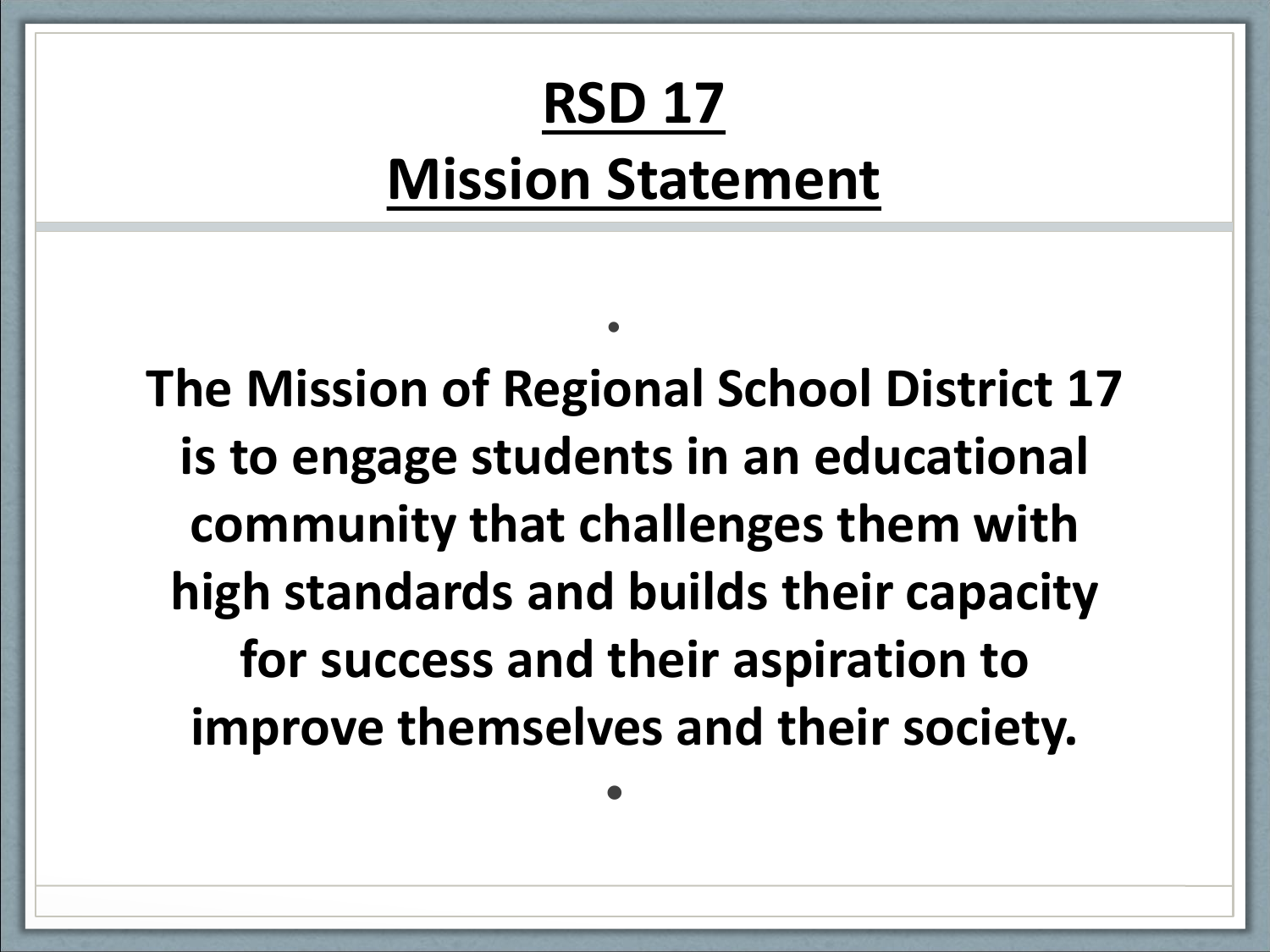# RSD 17 Mission Statement

**The Mission of Regional School District 17 is to engage students in an educational community that challenges them with high standards and builds their capacity for success and their aspiration to improve themselves and their society.**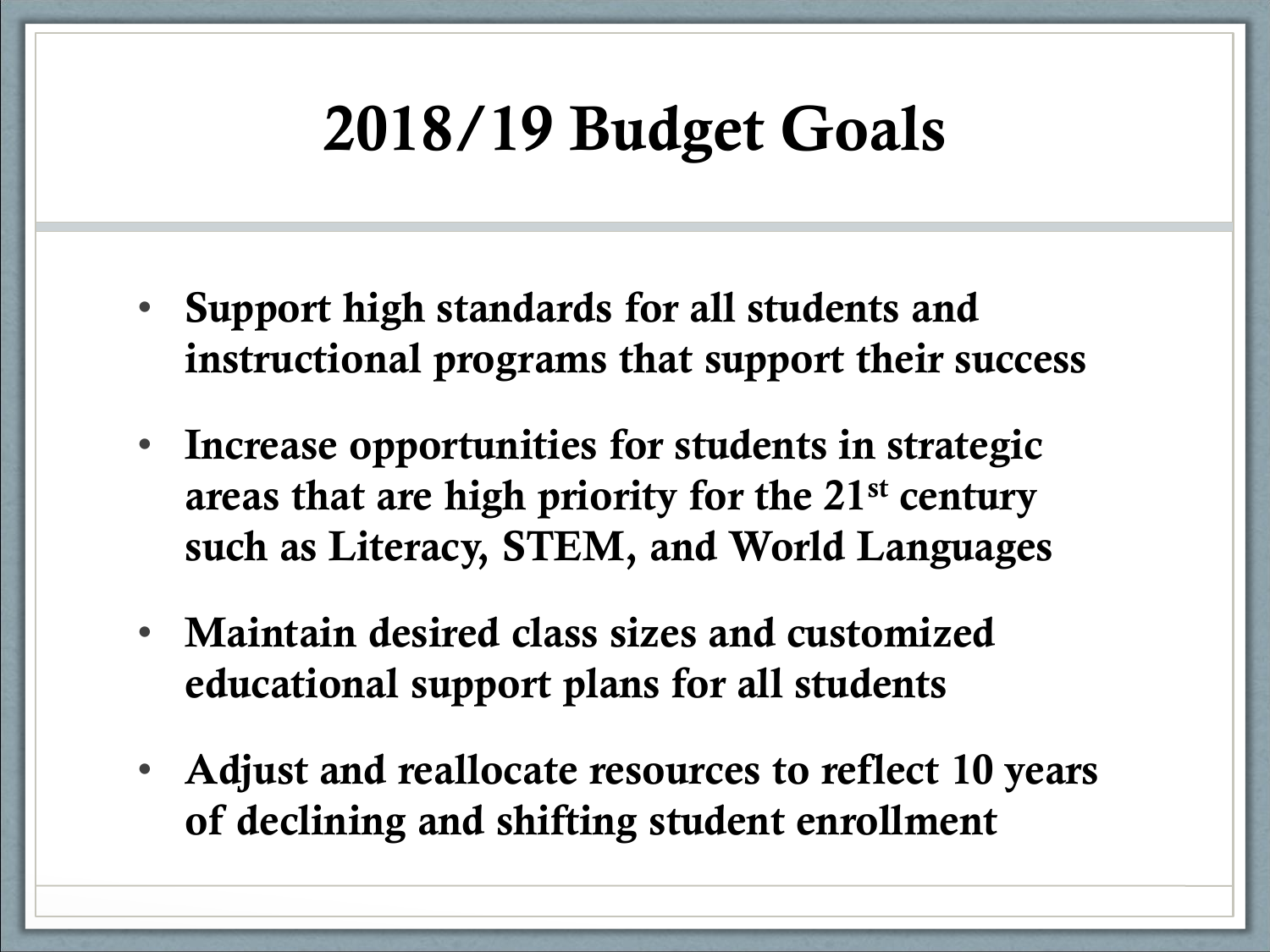# 2018/19 Budget Goals

- **Support high standards for all students and instructional programs that support their success**
- **Increase opportunities for students in strategic areas that are high priority for the 21st century such as Literacy, STEM, and World Languages**
- **Maintain desired class sizes and customized educational support plans for all students**
- **Adjust and reallocate resources to reflect 10 years of declining and shifting student enrollment**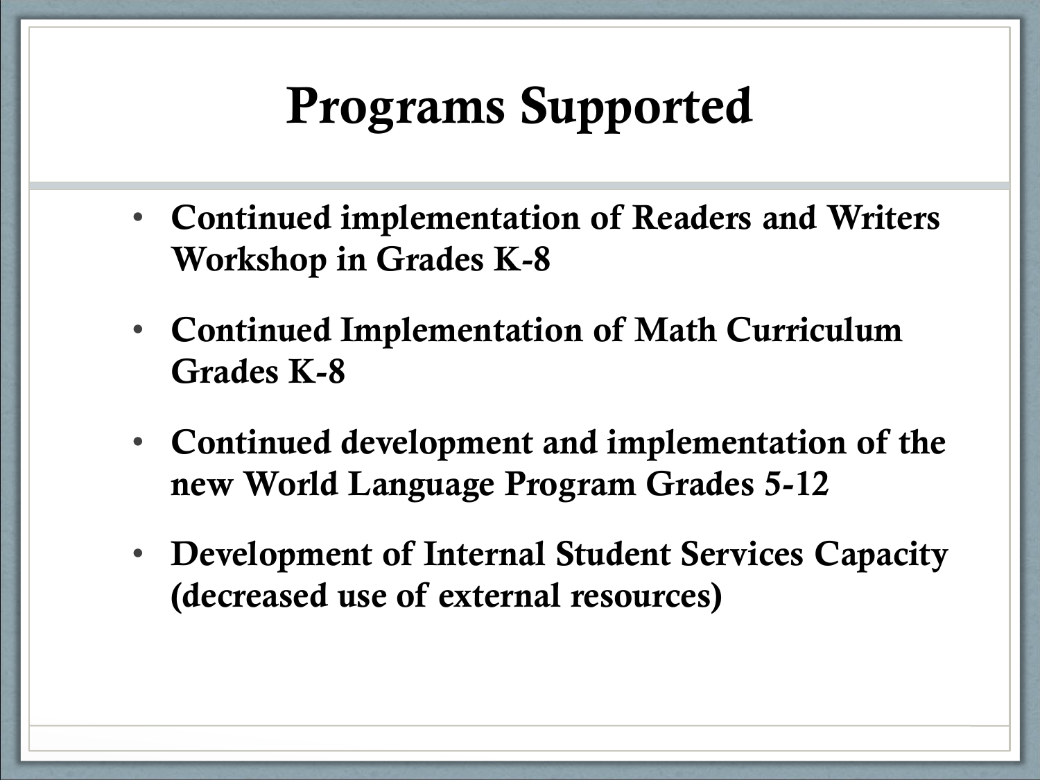# Programs Supported

- **Continued implementation of Readers and Writers Workshop in Grades K-8**
- **Continued Implementation of Math Curriculum Grades K-8**
- **Continued development and implementation of the new World Language Program Grades 5-12**
- **Development of Internal Student Services Capacity (decreased use of external resources)**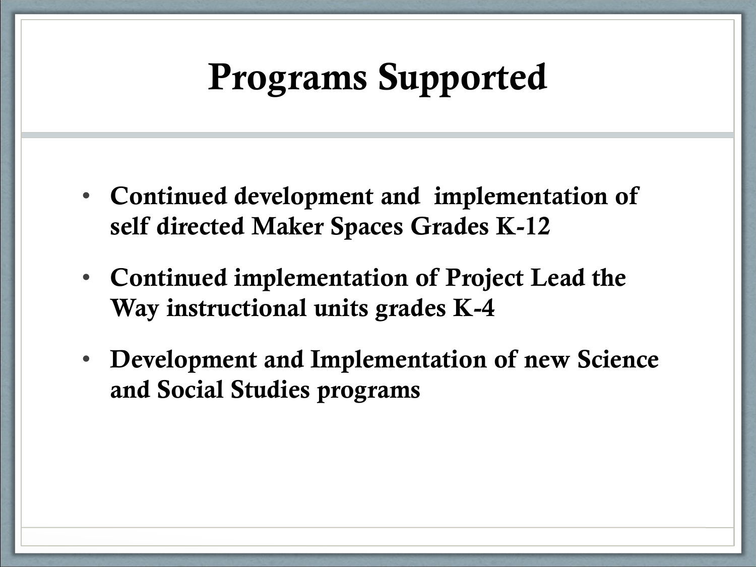# Programs Supported

- **Continued development and implementation of self directed Maker Spaces Grades K-12**
- **Continued implementation of Project Lead the Way instructional units grades K-4**
- **Development and Implementation of new Science and Social Studies programs**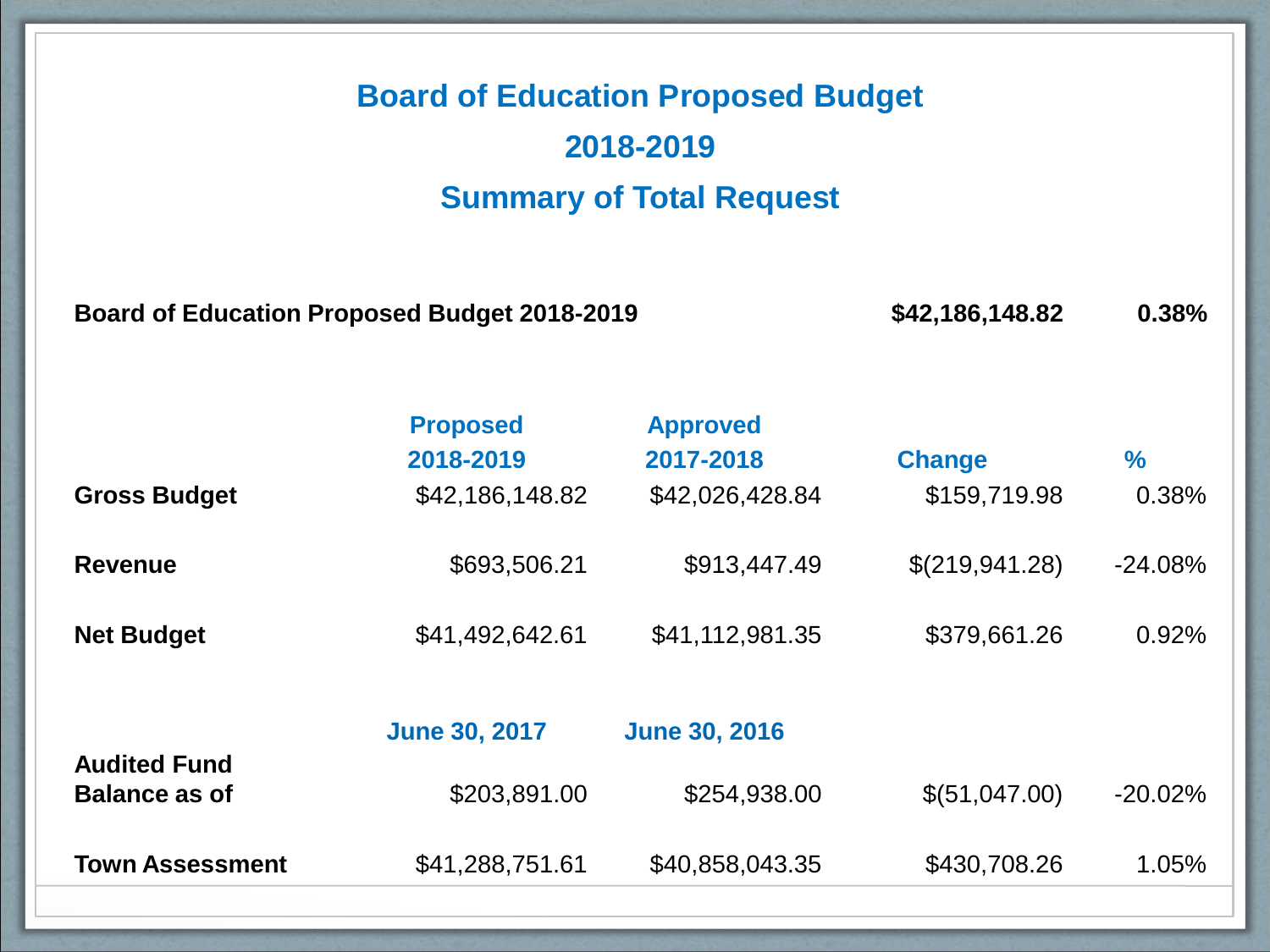# Board of Education Proposed Budget

# 2018-2019

# Summary of Total Request

**Board of Education Proposed Budget 2018-2019** **$42,186,148.82** **0.38%**

| | Proposed 2018-2019 | Approved 2017-2018 | Change | % |
|---|---|---|---|---|
| **Gross Budget** | $42,186,148.82 | $42,026,428.84 | $159,719.98 | 0.38% |
| **Revenue** | $693,506.21 | $913,447.49 | $(219,941.28) | -24.08% |
| **Net Budget** | $41,492,642.61 | $41,112,981.35 | $379,661.26 | 0.92% |
| | **June 30, 2017** | **June 30, 2016** | | |
| **Audited Fund Balance as of** | $203,891.00 | $254,938.00 | $(51,047.00) | -20.02% |
| **Town Assessment** | $41,288,751.61 | $40,858,043.35 | $430,708.26 | 1.05% |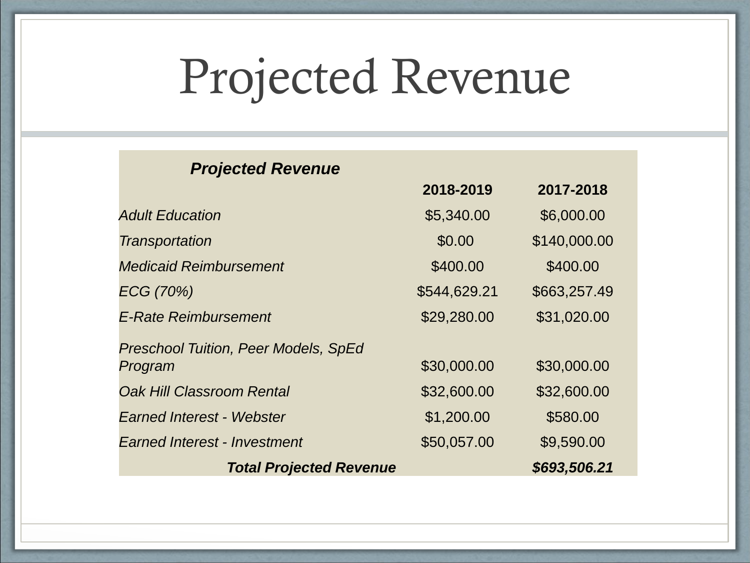# Projected Revenue

| *Projected Revenue* | 2018-2019 | 2017-2018 |
|---|---|---|
| *Adult Education* | $5,340.00 | $6,000.00 |
| *Transportation* | $0.00 | $140,000.00 |
| *Medicaid Reimbursement* | $400.00 | $400.00 |
| *ECG (70%)* | $544,629.21 | $663,257.49 |
| *E-Rate Reimbursement* | $29,280.00 | $31,020.00 |
| *Preschool Tuition, Peer Models, SpEd Program* | $30,000.00 | $30,000.00 |
| *Oak Hill Classroom Rental* | $32,600.00 | $32,600.00 |
| *Earned Interest - Webster* | $1,200.00 | $580.00 |
| *Earned Interest - Investment* | $50,057.00 | $9,590.00 |
| ***Total Projected Revenue*** | | ***$693,506.21*** |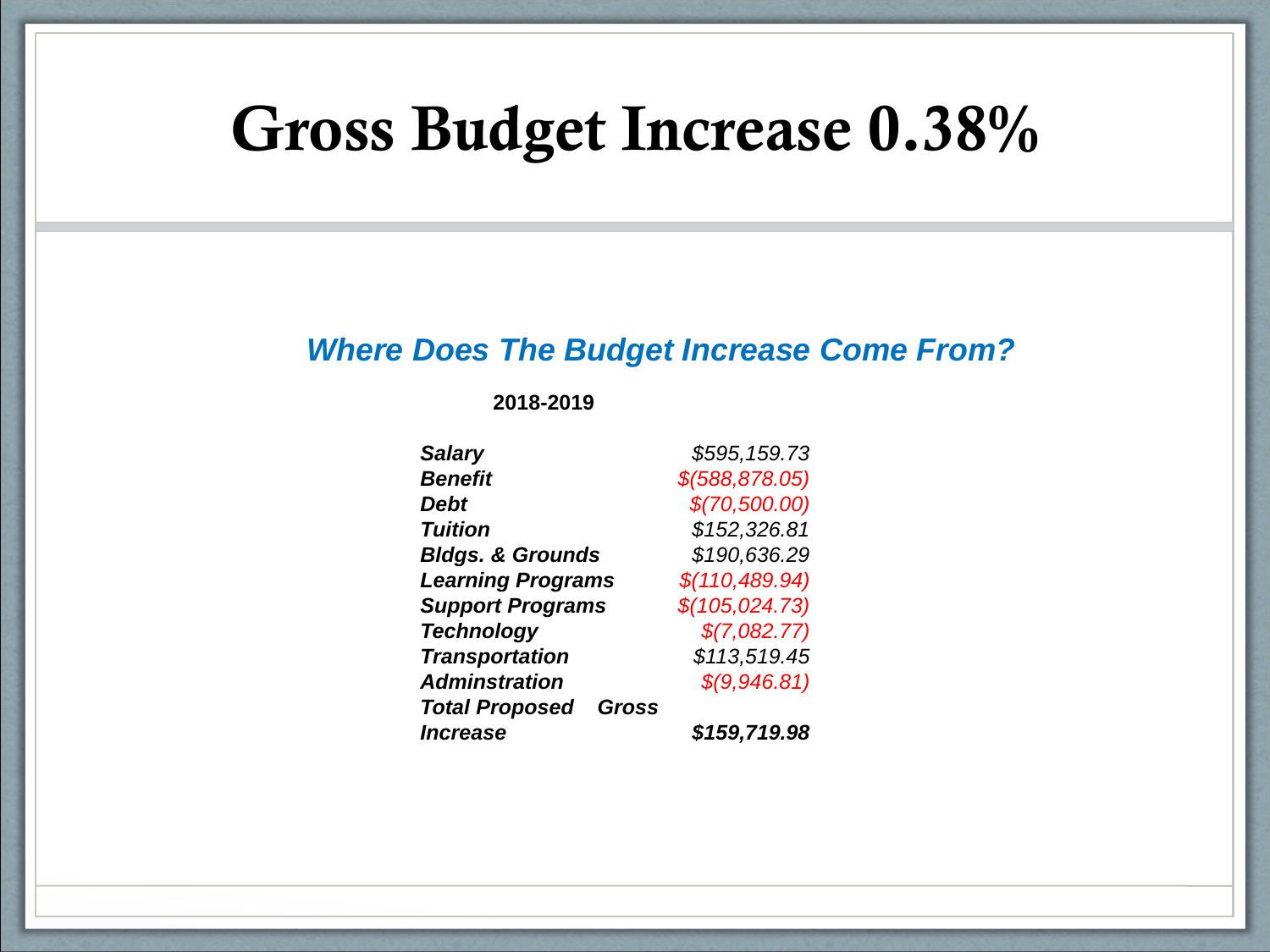# Gross Budget Increase 0.38%

## *Where Does The Budget Increase Come From?*

**2018-2019**

| | |
|---|---|
| ***Salary*** | *$595,159.73* |
| ***Benefit*** | *$(588,878.05)* |
| ***Debt*** | *$(70,500.00)* |
| ***Tuition*** | *$152,326.81* |
| ***Bldgs. & Grounds*** | *$190,636.29* |
| ***Learning Programs*** | *$(110,489.94)* |
| ***Support Programs*** | *$(105,024.73)* |
| ***Technology*** | *$(7,082.77)* |
| ***Transportation*** | *$113,519.45* |
| ***Adminstration*** | *$(9,946.81)* |
| ***Total Proposed Gross Increase*** | ***$159,719.98*** |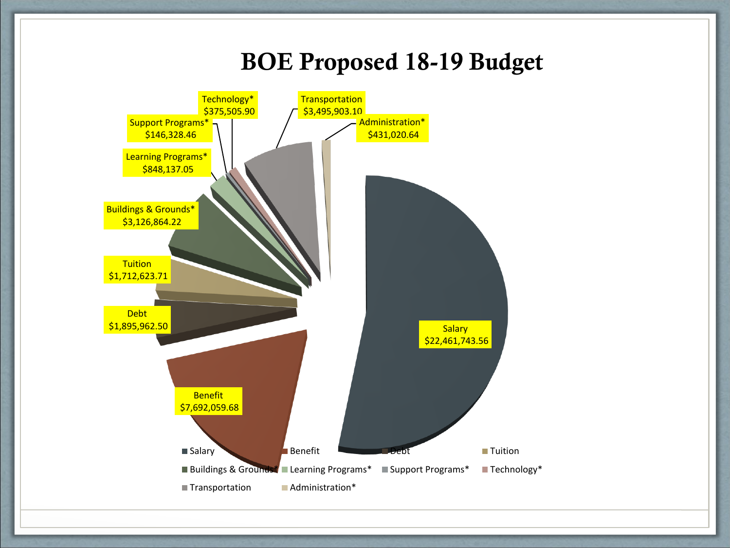# BOE Proposed 18-19 Budget

| Category | Amount |
| --- | --- |
| Salary | $22,461,743.56 |
| Benefit | $7,692,059.68 |
| Debt | $1,895,962.50 |
| Tuition | $1,712,623.71 |
| Buildings & Grounds* | $3,126,864.22 |
| Learning Programs* | $848,137.05 |
| Support Programs* | $146,328.46 |
| Technology* | $375,505.90 |
| Transportation | $3,495,903.10 |
| Administration* | $431,020.64 |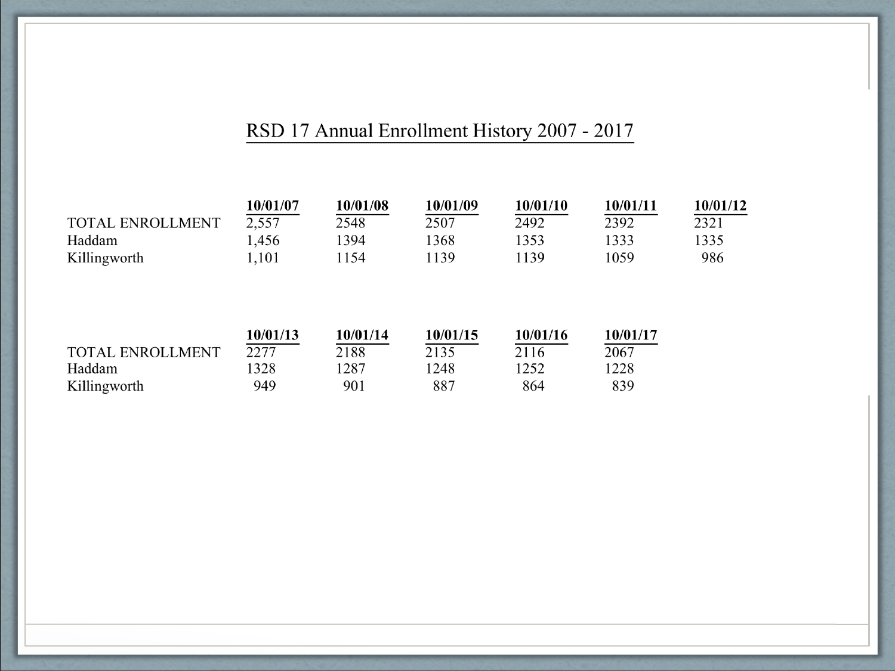# RSD 17 Annual Enrollment History 2007 - 2017

| | 10/01/07 | 10/01/08 | 10/01/09 | 10/01/10 | 10/01/11 | 10/01/12 |
|---|---|---|---|---|---|---|
| TOTAL ENROLLMENT | 2,557 | 2548 | 2507 | 2492 | 2392 | 2321 |
| Haddam | 1,456 | 1394 | 1368 | 1353 | 1333 | 1335 |
| Killingworth | 1,101 | 1154 | 1139 | 1139 | 1059 | 986 |

| | 10/01/13 | 10/01/14 | 10/01/15 | 10/01/16 | 10/01/17 |
|---|---|---|---|---|---|
| TOTAL ENROLLMENT | 2277 | 2188 | 2135 | 2116 | 2067 |
| Haddam | 1328 | 1287 | 1248 | 1252 | 1228 |
| Killingworth | 949 | 901 | 887 | 864 | 839 |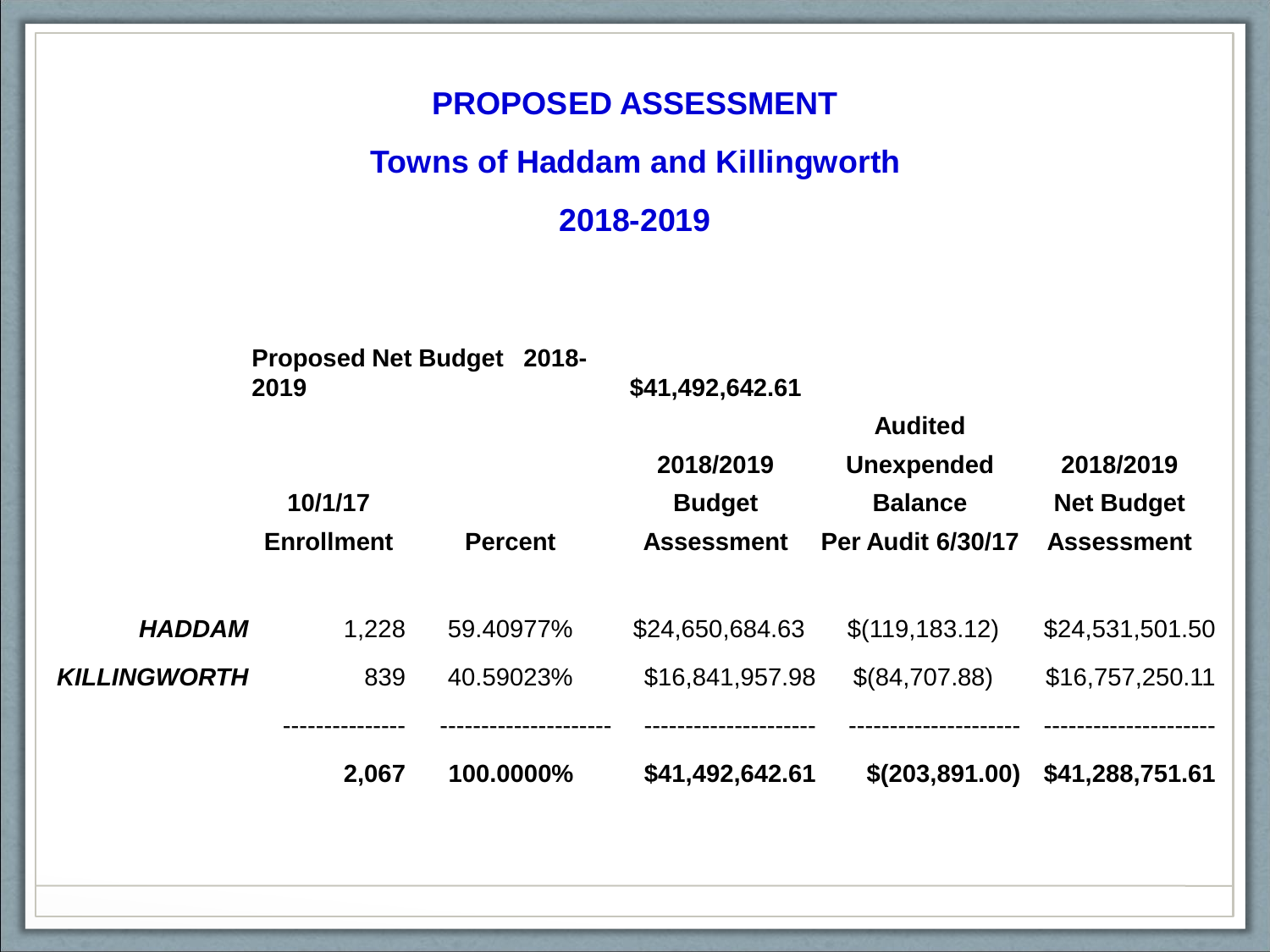# PROPOSED ASSESSMENT

## Towns of Haddam and Killingworth

## 2018-2019

**Proposed Net Budget 2018-2019** **$41,492,642.61**

| | 10/1/17 Enrollment | Percent | 2018/2019 Budget Assessment | Audited Unexpended Balance Per Audit 6/30/17 | 2018/2019 Net Budget Assessment |
|---|---|---|---|---|---|
| ***HADDAM*** | 1,228 | 59.40977% | $24,650,684.63 | $(119,183.12) | $24,531,501.50 |
| ***KILLINGWORTH*** | 839 | 40.59023% | $16,841,957.98 | $(84,707.88) | $16,757,250.11 |
| | --------------- | --------------------- | --------------------- | --------------------- | --------------------- |
| | **2,067** | **100.0000%** | **$41,492,642.61** | **$(203,891.00)** | **$41,288,751.61** |